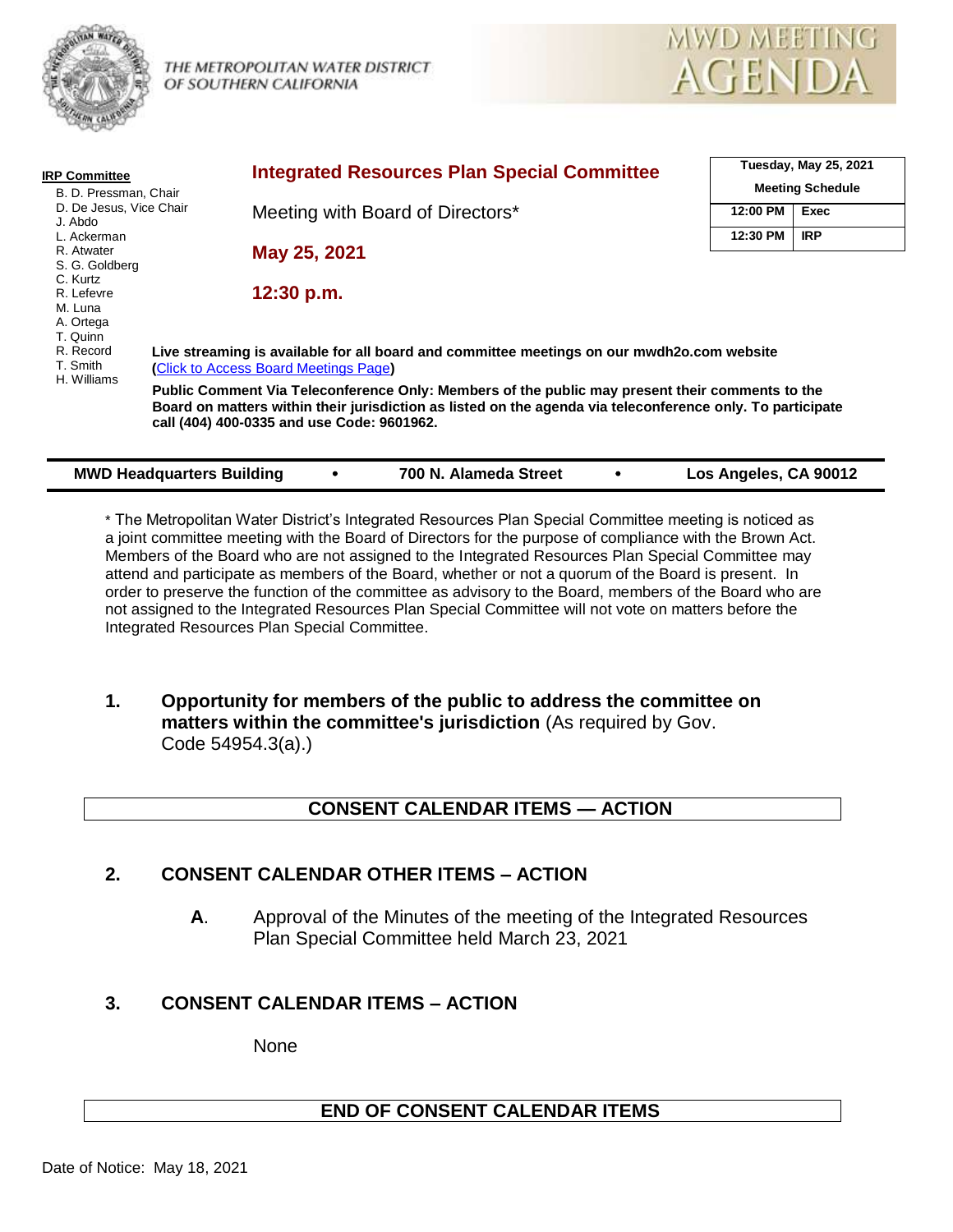THE METROPOLITAN WATER DISTRICT OF SOUTHERN CALIFORNIA

MWD MEETING AGENDA

**IRP Committee**

B. D. Pressman, Chair
D. De Jesus, Vice Chair
J. Abdo
L. Ackerman
R. Atwater
S. G. Goldberg
C. Kurtz
R. Lefevre
M. Luna
A. Ortega
T. Quinn
R. Record
T. Smith
H. Williams

# Integrated Resources Plan Special Committee

Meeting with Board of Directors*

**May 25, 2021**

**12:30 p.m.**

| Tuesday, May 25, 2021 Meeting Schedule | |
|---|---|
| 12:00 PM | Exec |
| 12:30 PM | IRP |

**Live streaming is available for all board and committee meetings on our mwdh2o.com website ([Click to Access Board Meetings Page](#))**

**Public Comment Via Teleconference Only: Members of the public may present their comments to the Board on matters within their jurisdiction as listed on the agenda via teleconference only. To participate call (404) 400-0335 and use Code: 9601962.**

**MWD Headquarters Building • 700 N. Alameda Street • Los Angeles, CA 90012**

* The Metropolitan Water District's Integrated Resources Plan Special Committee meeting is noticed as a joint committee meeting with the Board of Directors for the purpose of compliance with the Brown Act. Members of the Board who are not assigned to the Integrated Resources Plan Special Committee may attend and participate as members of the Board, whether or not a quorum of the Board is present. In order to preserve the function of the committee as advisory to the Board, members of the Board who are not assigned to the Integrated Resources Plan Special Committee will not vote on matters before the Integrated Resources Plan Special Committee.

**1. Opportunity for members of the public to address the committee on matters within the committee's jurisdiction** (As required by Gov. Code 54954.3(a).)

## CONSENT CALENDAR ITEMS — ACTION

**2. CONSENT CALENDAR OTHER ITEMS – ACTION**

**A**. Approval of the Minutes of the meeting of the Integrated Resources Plan Special Committee held March 23, 2021

**3. CONSENT CALENDAR ITEMS – ACTION**

None

## END OF CONSENT CALENDAR ITEMS

Date of Notice: May 18, 2021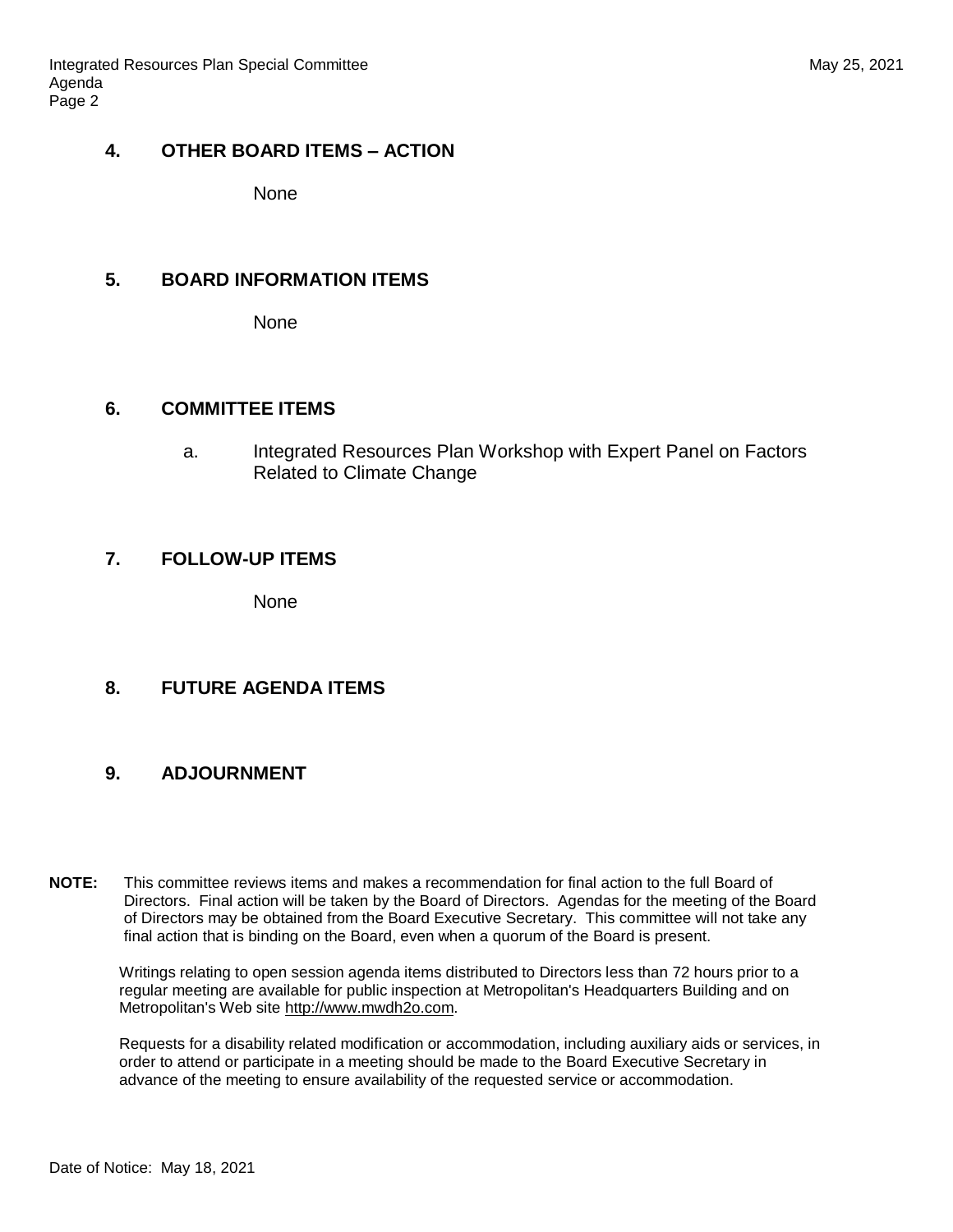## 4. OTHER BOARD ITEMS – ACTION

None

## 5. BOARD INFORMATION ITEMS

None

## 6. COMMITTEE ITEMS

a. Integrated Resources Plan Workshop with Expert Panel on Factors Related to Climate Change

## 7. FOLLOW-UP ITEMS

None

## 8. FUTURE AGENDA ITEMS

## 9. ADJOURNMENT

**NOTE:** This committee reviews items and makes a recommendation for final action to the full Board of Directors. Final action will be taken by the Board of Directors. Agendas for the meeting of the Board of Directors may be obtained from the Board Executive Secretary. This committee will not take any final action that is binding on the Board, even when a quorum of the Board is present.

Writings relating to open session agenda items distributed to Directors less than 72 hours prior to a regular meeting are available for public inspection at Metropolitan's Headquarters Building and on Metropolitan's Web site http://www.mwdh2o.com.

Requests for a disability related modification or accommodation, including auxiliary aids or services, in order to attend or participate in a meeting should be made to the Board Executive Secretary in advance of the meeting to ensure availability of the requested service or accommodation.

Date of Notice: May 18, 2021